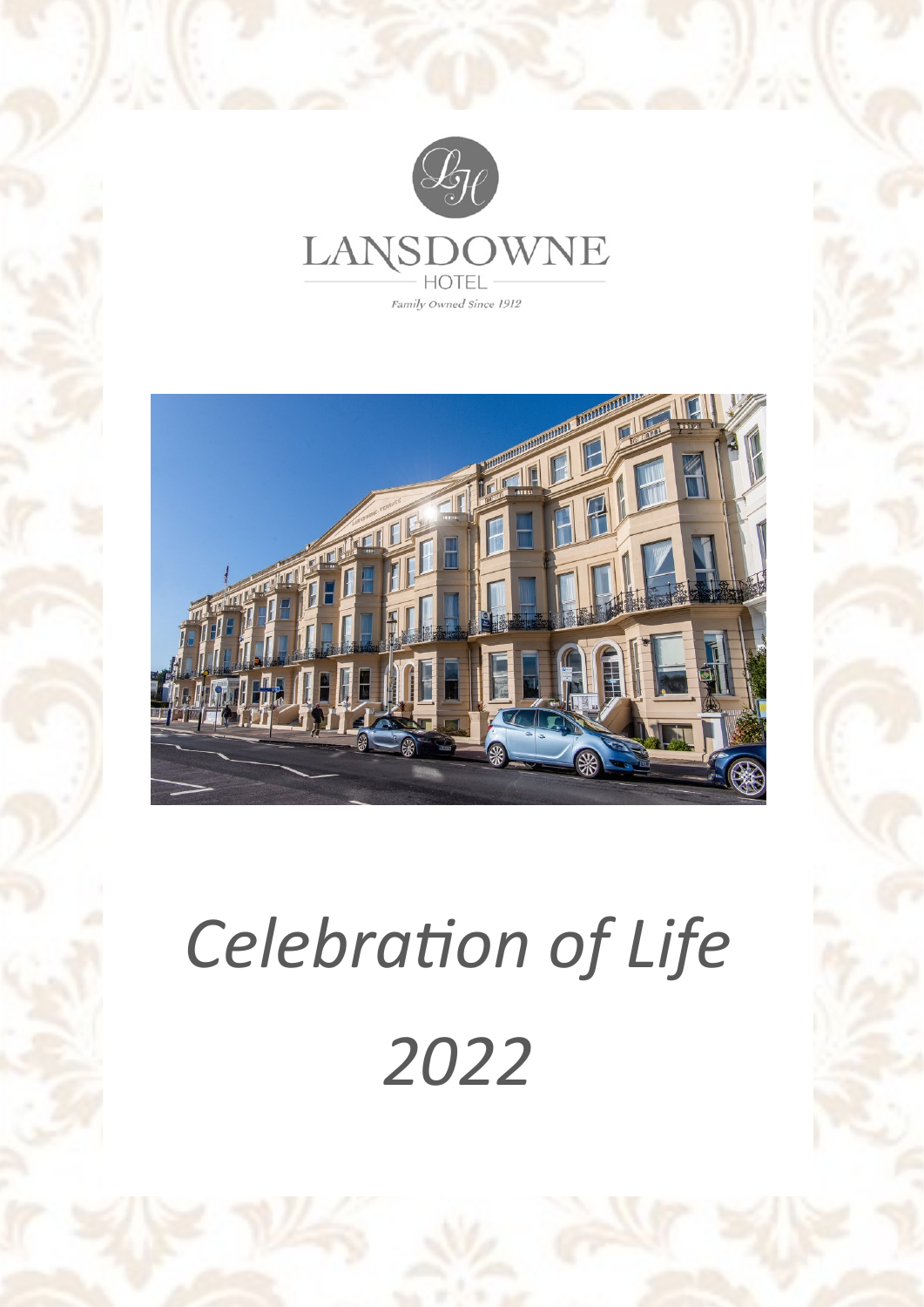LANSDOWNE

HOTEL

*Family Owned Since 1912*

# *Celebration of Life*

# *2022*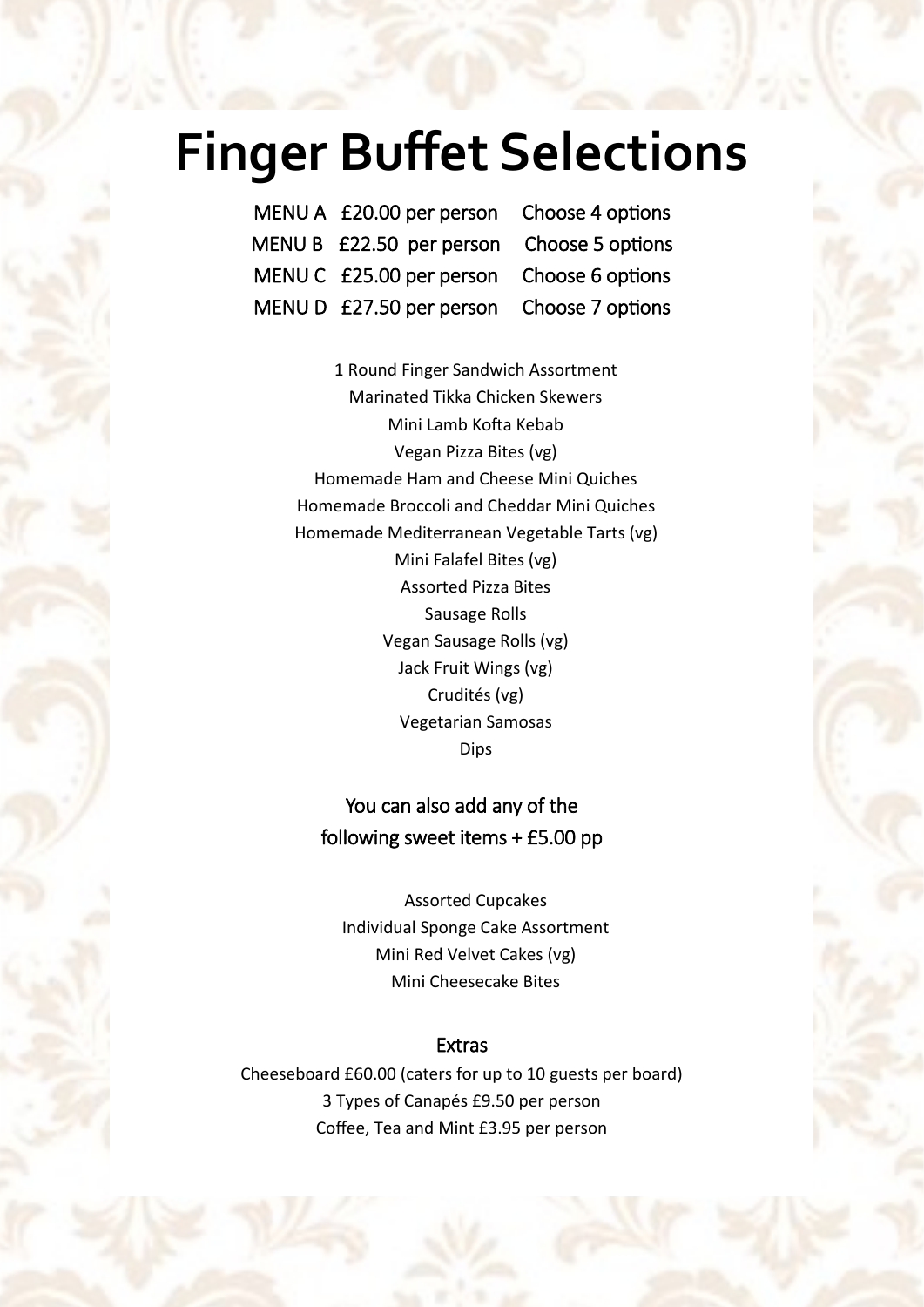# Finger Buffet Selections

| | | |
|---|---|---|
| MENU A | £20.00 per person | Choose 4 options |
| MENU B | £22.50 per person | Choose 5 options |
| MENU C | £25.00 per person | Choose 6 options |
| MENU D | £27.50 per person | Choose 7 options |

1 Round Finger Sandwich Assortment
Marinated Tikka Chicken Skewers
Mini Lamb Kofta Kebab
Vegan Pizza Bites (vg)
Homemade Ham and Cheese Mini Quiches
Homemade Broccoli and Cheddar Mini Quiches
Homemade Mediterranean Vegetable Tarts (vg)
Mini Falafel Bites (vg)
Assorted Pizza Bites
Sausage Rolls
Vegan Sausage Rolls (vg)
Jack Fruit Wings (vg)
Crudités (vg)
Vegetarian Samosas
Dips

You can also add any of the following sweet items + £5.00 pp

Assorted Cupcakes
Individual Sponge Cake Assortment
Mini Red Velvet Cakes (vg)
Mini Cheesecake Bites

## Extras

Cheeseboard £60.00 (caters for up to 10 guests per board)
3 Types of Canapés £9.50 per person
Coffee, Tea and Mint £3.95 per person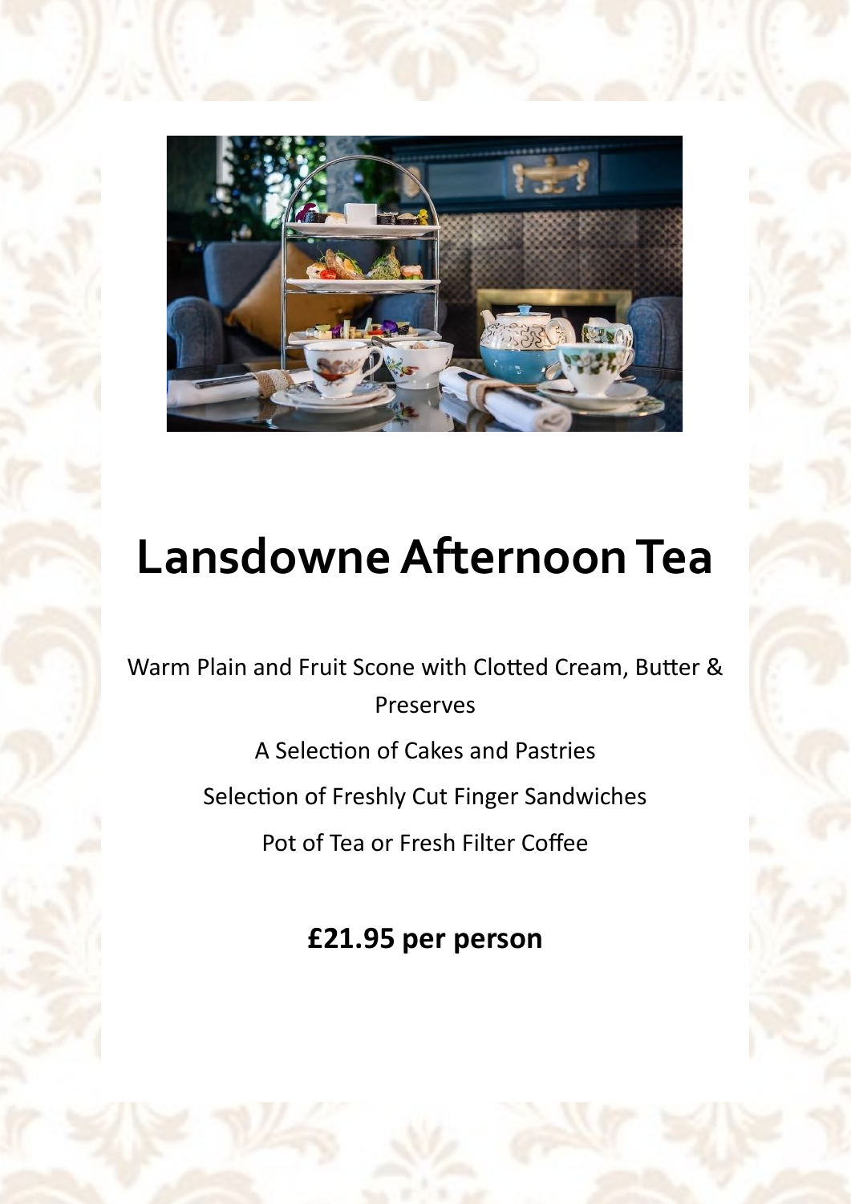# Lansdowne Afternoon Tea

Warm Plain and Fruit Scone with Clotted Cream, Butter & Preserves

A Selection of Cakes and Pastries

Selection of Freshly Cut Finger Sandwiches

Pot of Tea or Fresh Filter Coffee

**£21.95 per person**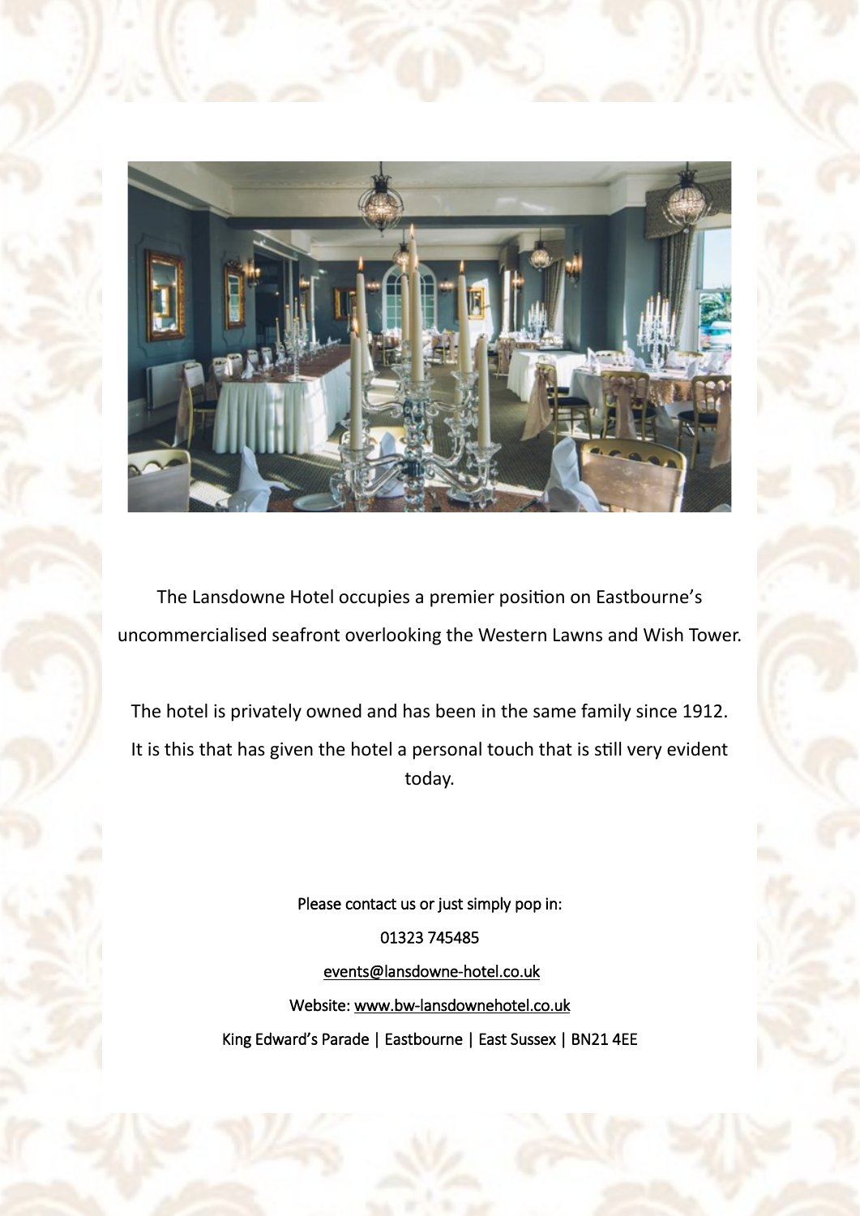The Lansdowne Hotel occupies a premier position on Eastbourne's uncommercialised seafront overlooking the Western Lawns and Wish Tower.

The hotel is privately owned and has been in the same family since 1912. It is this that has given the hotel a personal touch that is still very evident today.

Please contact us or just simply pop in:

01323 745485

events@lansdowne-hotel.co.uk

Website: www.bw-lansdownehotel.co.uk

King Edward's Parade | Eastbourne | East Sussex | BN21 4EE